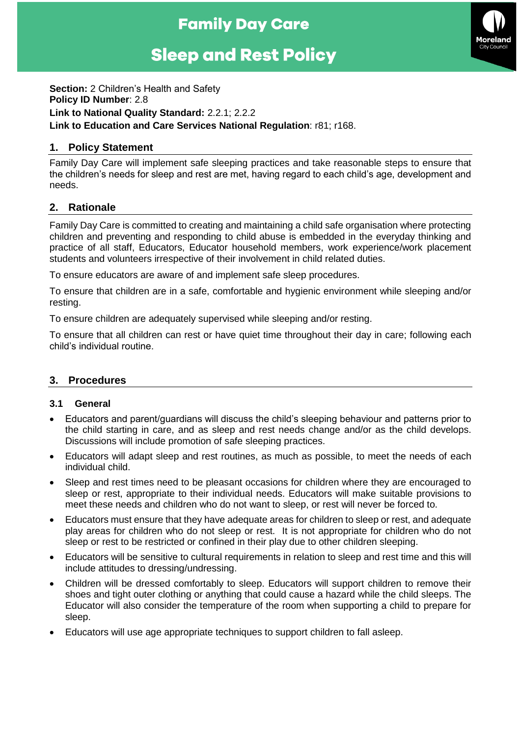# Family Day Care

# Sleep and Rest Policy

**Section:** 2 Children's Health and Safety
**Policy ID Number**: 2.8
**Link to National Quality Standard:** 2.2.1; 2.2.2
**Link to Education and Care Services National Regulation**: r81; r168.

## 1. Policy Statement

Family Day Care will implement safe sleeping practices and take reasonable steps to ensure that the children's needs for sleep and rest are met, having regard to each child's age, development and needs.

## 2. Rationale

Family Day Care is committed to creating and maintaining a child safe organisation where protecting children and preventing and responding to child abuse is embedded in the everyday thinking and practice of all staff, Educators, Educator household members, work experience/work placement students and volunteers irrespective of their involvement in child related duties.

To ensure educators are aware of and implement safe sleep procedures.

To ensure that children are in a safe, comfortable and hygienic environment while sleeping and/or resting.

To ensure children are adequately supervised while sleeping and/or resting.

To ensure that all children can rest or have quiet time throughout their day in care; following each child's individual routine.

## 3. Procedures

### 3.1 General

- Educators and parent/guardians will discuss the child's sleeping behaviour and patterns prior to the child starting in care, and as sleep and rest needs change and/or as the child develops. Discussions will include promotion of safe sleeping practices.
- Educators will adapt sleep and rest routines, as much as possible, to meet the needs of each individual child.
- Sleep and rest times need to be pleasant occasions for children where they are encouraged to sleep or rest, appropriate to their individual needs. Educators will make suitable provisions to meet these needs and children who do not want to sleep, or rest will never be forced to.
- Educators must ensure that they have adequate areas for children to sleep or rest, and adequate play areas for children who do not sleep or rest. It is not appropriate for children who do not sleep or rest to be restricted or confined in their play due to other children sleeping.
- Educators will be sensitive to cultural requirements in relation to sleep and rest time and this will include attitudes to dressing/undressing.
- Children will be dressed comfortably to sleep. Educators will support children to remove their shoes and tight outer clothing or anything that could cause a hazard while the child sleeps. The Educator will also consider the temperature of the room when supporting a child to prepare for sleep.
- Educators will use age appropriate techniques to support children to fall asleep.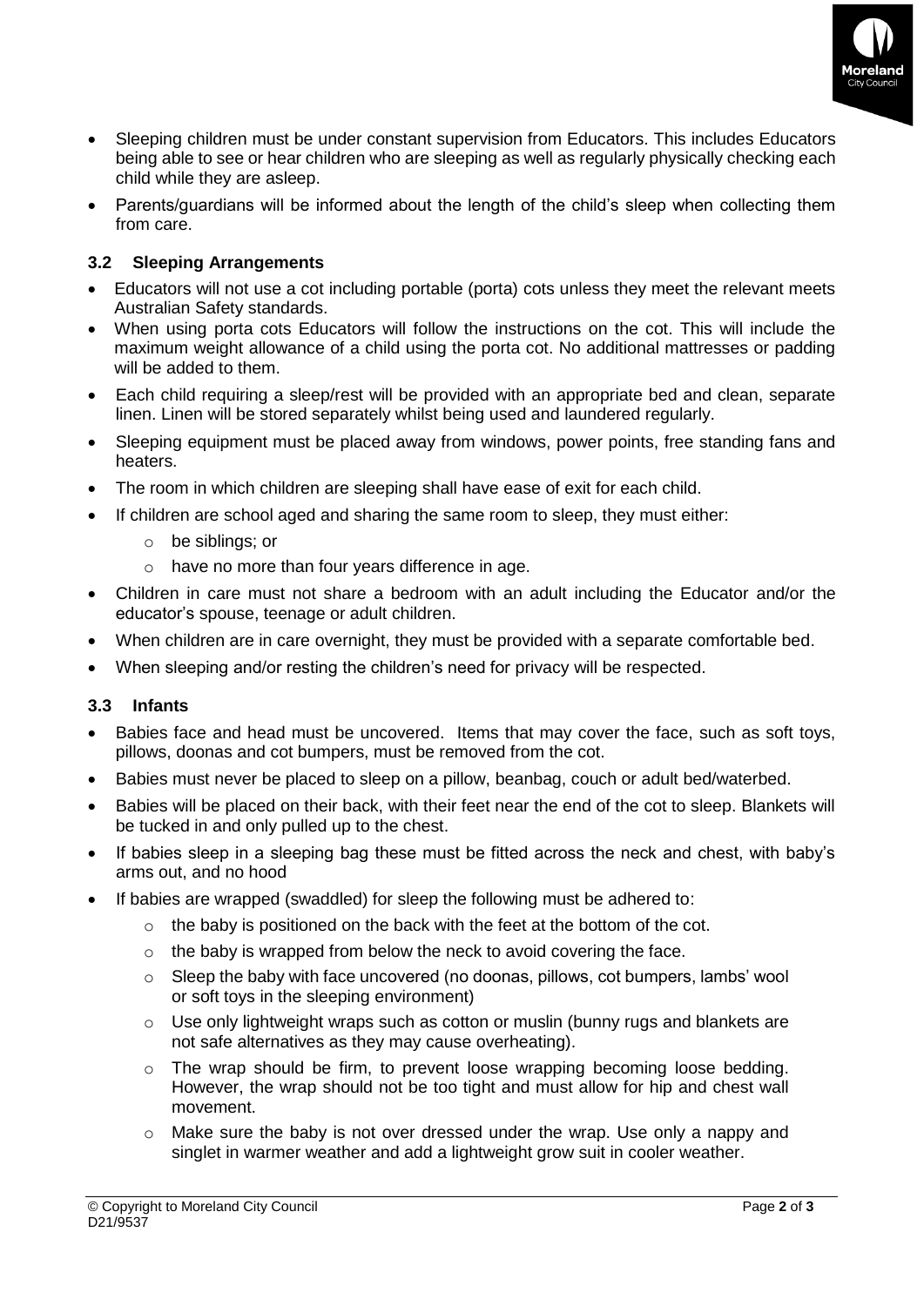- Sleeping children must be under constant supervision from Educators. This includes Educators being able to see or hear children who are sleeping as well as regularly physically checking each child while they are asleep.
- Parents/guardians will be informed about the length of the child's sleep when collecting them from care.

### 3.2 Sleeping Arrangements

- Educators will not use a cot including portable (porta) cots unless they meet the relevant meets Australian Safety standards.
- When using porta cots Educators will follow the instructions on the cot. This will include the maximum weight allowance of a child using the porta cot. No additional mattresses or padding will be added to them.
- Each child requiring a sleep/rest will be provided with an appropriate bed and clean, separate linen. Linen will be stored separately whilst being used and laundered regularly.
- Sleeping equipment must be placed away from windows, power points, free standing fans and heaters.
- The room in which children are sleeping shall have ease of exit for each child.
- If children are school aged and sharing the same room to sleep, they must either:
  - be siblings; or
  - have no more than four years difference in age.
- Children in care must not share a bedroom with an adult including the Educator and/or the educator's spouse, teenage or adult children.
- When children are in care overnight, they must be provided with a separate comfortable bed.
- When sleeping and/or resting the children's need for privacy will be respected.

### 3.3 Infants

- Babies face and head must be uncovered. Items that may cover the face, such as soft toys, pillows, doonas and cot bumpers, must be removed from the cot.
- Babies must never be placed to sleep on a pillow, beanbag, couch or adult bed/waterbed.
- Babies will be placed on their back, with their feet near the end of the cot to sleep. Blankets will be tucked in and only pulled up to the chest.
- If babies sleep in a sleeping bag these must be fitted across the neck and chest, with baby's arms out, and no hood
- If babies are wrapped (swaddled) for sleep the following must be adhered to:
  - the baby is positioned on the back with the feet at the bottom of the cot.
  - the baby is wrapped from below the neck to avoid covering the face.
  - Sleep the baby with face uncovered (no doonas, pillows, cot bumpers, lambs' wool or soft toys in the sleeping environment)
  - Use only lightweight wraps such as cotton or muslin (bunny rugs and blankets are not safe alternatives as they may cause overheating).
  - The wrap should be firm, to prevent loose wrapping becoming loose bedding. However, the wrap should not be too tight and must allow for hip and chest wall movement.
  - Make sure the baby is not over dressed under the wrap. Use only a nappy and singlet in warmer weather and add a lightweight grow suit in cooler weather.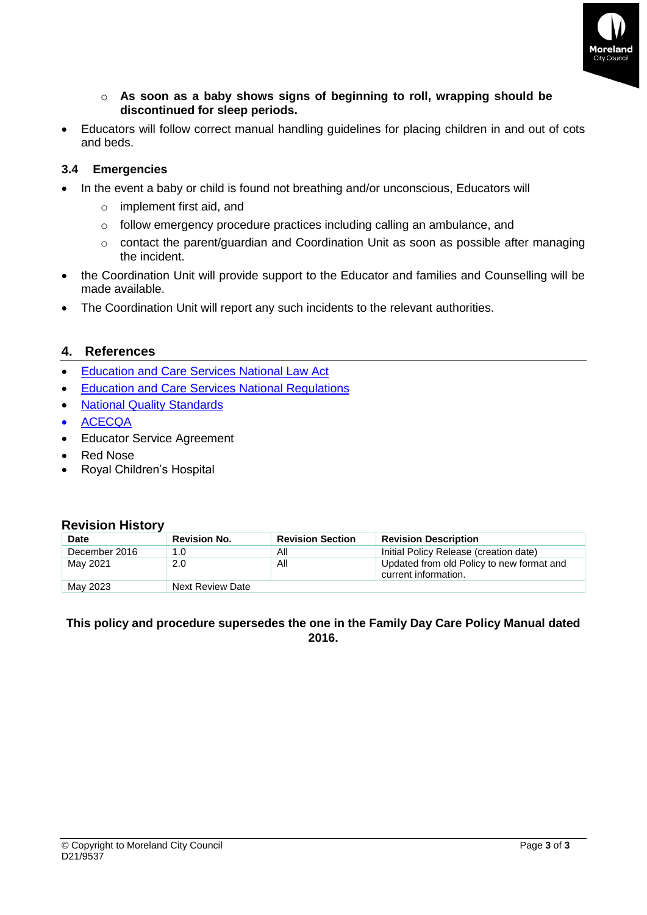- **As soon as a baby shows signs of beginning to roll, wrapping should be discontinued for sleep periods.**

- Educators will follow correct manual handling guidelines for placing children in and out of cots and beds.

### 3.4 Emergencies

- In the event a baby or child is found not breathing and/or unconscious, Educators will
  - implement first aid, and
  - follow emergency procedure practices including calling an ambulance, and
  - contact the parent/guardian and Coordination Unit as soon as possible after managing the incident.
- the Coordination Unit will provide support to the Educator and families and Counselling will be made available.
- The Coordination Unit will report any such incidents to the relevant authorities.

## 4. References

- Education and Care Services National Law Act
- Education and Care Services National Regulations
- National Quality Standards
- ACECQA
- Educator Service Agreement
- Red Nose
- Royal Children's Hospital

### Revision History

| Date | Revision No. | Revision Section | Revision Description |
|---|---|---|---|
| December 2016 | 1.0 | All | Initial Policy Release (creation date) |
| May 2021 | 2.0 | All | Updated from old Policy to new format and current information. |
| May 2023 | Next Review Date | | |

**This policy and procedure supersedes the one in the Family Day Care Policy Manual dated 2016.**

© Copyright to Moreland City Council
D21/9537